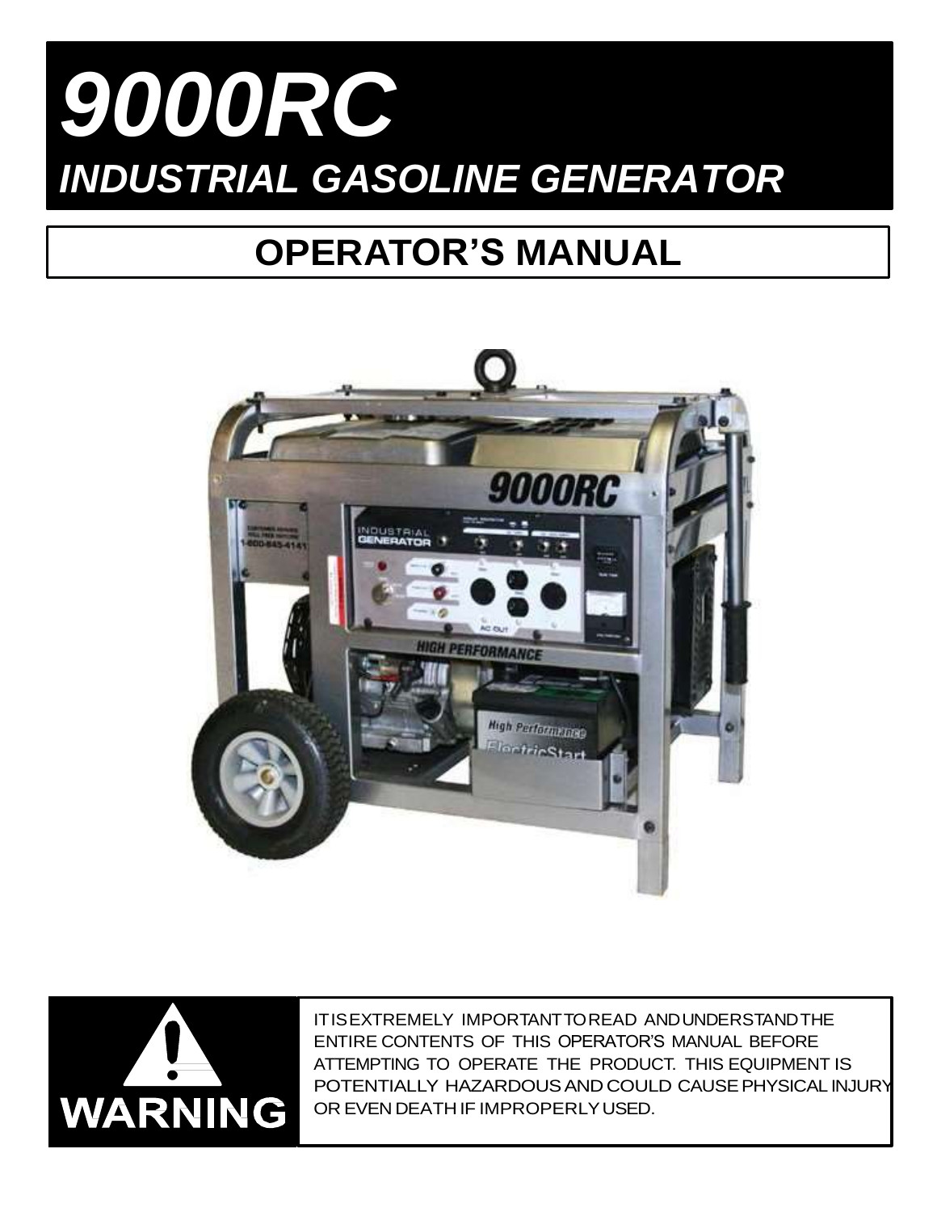# 9000RC

## INDUSTRIAL GASOLINE GENERATOR

## OPERATOR'S MANUAL

**WARNING**

IT IS EXTREMELY IMPORTANT TO READ AND UNDERSTAND THE ENTIRE CONTENTS OF THIS OPERATOR'S MANUAL BEFORE ATTEMPTING TO OPERATE THE PRODUCT. THIS EQUIPMENT IS POTENTIALLY HAZARDOUS AND COULD CAUSE PHYSICAL INJURY OR EVEN DEATH IF IMPROPERLY USED.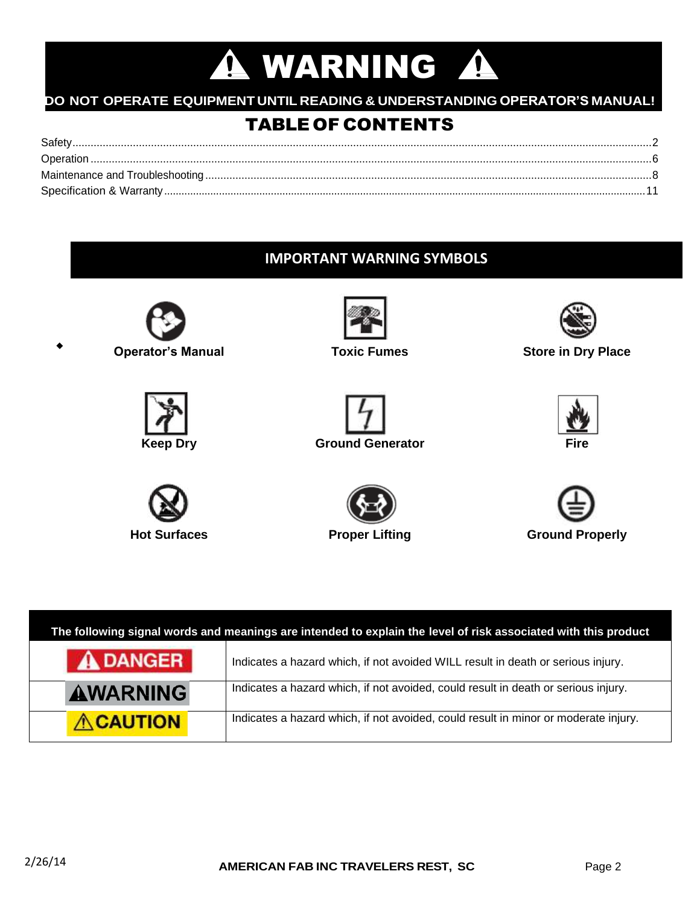# ⚠ WARNING ⚠

**DO NOT OPERATE EQUIPMENT UNTIL READING & UNDERSTANDING OPERATOR'S MANUAL!**

## TABLE OF CONTENTS

Safety.....2
Operation.....6
Maintenance and Troubleshooting.....8
Specification & Warranty.....11

## IMPORTANT WARNING SYMBOLS

**Operator's Manual** | **Toxic Fumes** | **Store in Dry Place**

**Keep Dry** | **Ground Generator** | **Fire**

**Hot Surfaces** | **Proper Lifting** | **Ground Properly**

| The following signal words and meanings are intended to explain the level of risk associated with this product | |
|---|---|
| ⚠ DANGER | Indicates a hazard which, if not avoided WILL result in death or serious injury. |
| ⚠WARNING | Indicates a hazard which, if not avoided, could result in death or serious injury. |
| ⚠CAUTION | Indicates a hazard which, if not avoided, could result in minor or moderate injury. |

2/26/14

**AMERICAN FAB INC TRAVELERS REST, SC**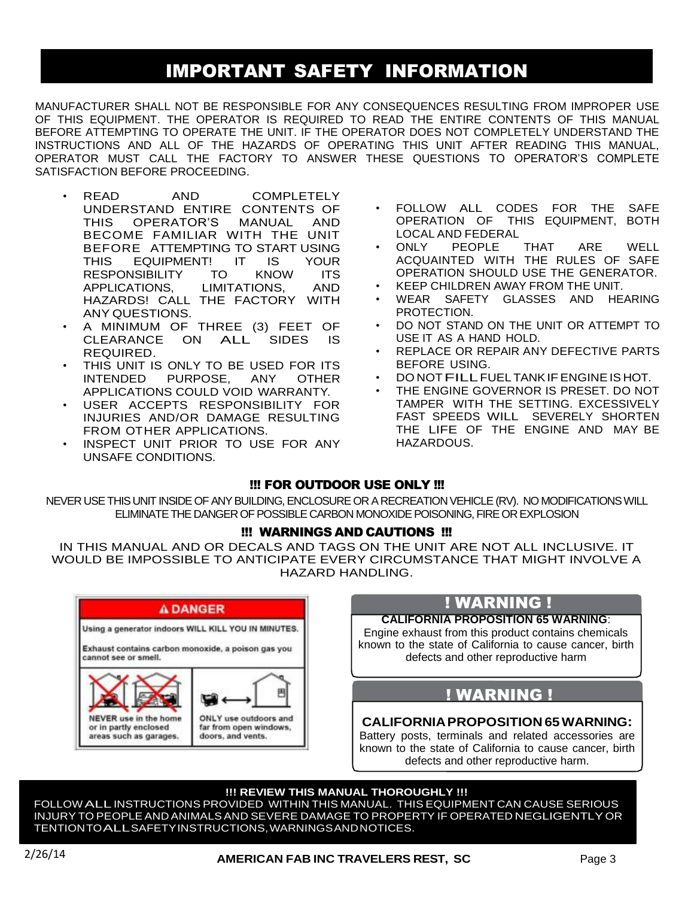# IMPORTANT SAFETY INFORMATION

MANUFACTURER SHALL NOT BE RESPONSIBLE FOR ANY CONSEQUENCES RESULTING FROM IMPROPER USE OF THIS EQUIPMENT. THE OPERATOR IS REQUIRED TO READ THE ENTIRE CONTENTS OF THIS MANUAL BEFORE ATTEMPTING TO OPERATE THE UNIT. IF THE OPERATOR DOES NOT COMPLETELY UNDERSTAND THE INSTRUCTIONS AND ALL OF THE HAZARDS OF OPERATING THIS UNIT AFTER READING THIS MANUAL, OPERATOR MUST CALL THE FACTORY TO ANSWER THESE QUESTIONS TO OPERATOR'S COMPLETE SATISFACTION BEFORE PROCEEDING.

- READ AND COMPLETELY UNDERSTAND ENTIRE CONTENTS OF THIS OPERATOR'S MANUAL AND BECOME FAMILIAR WITH THE UNIT BEFORE ATTEMPTING TO START USING THIS EQUIPMENT! IT IS YOUR RESPONSIBILITY TO KNOW ITS APPLICATIONS, LIMITATIONS, AND HAZARDS! CALL THE FACTORY WITH ANY QUESTIONS.
- A MINIMUM OF THREE (3) FEET OF CLEARANCE ON ALL SIDES IS REQUIRED.
- THIS UNIT IS ONLY TO BE USED FOR ITS INTENDED PURPOSE, ANY OTHER APPLICATIONS COULD VOID WARRANTY.
- USER ACCEPTS RESPONSIBILITY FOR INJURIES AND/OR DAMAGE RESULTING FROM OTHER APPLICATIONS.
- INSPECT UNIT PRIOR TO USE FOR ANY UNSAFE CONDITIONS.
- FOLLOW ALL CODES FOR THE SAFE OPERATION OF THIS EQUIPMENT, BOTH LOCAL AND FEDERAL
- ONLY PEOPLE THAT ARE WELL ACQUAINTED WITH THE RULES OF SAFE OPERATION SHOULD USE THE GENERATOR.
- KEEP CHILDREN AWAY FROM THE UNIT.
- WEAR SAFETY GLASSES AND HEARING PROTECTION.
- DO NOT STAND ON THE UNIT OR ATTEMPT TO USE IT AS A HAND HOLD.
- REPLACE OR REPAIR ANY DEFECTIVE PARTS BEFORE USING.
- DO NOT FILL FUEL TANK IF ENGINE IS HOT.
- THE ENGINE GOVERNOR IS PRESET. DO NOT TAMPER WITH THE SETTING. EXCESSIVELY FAST SPEEDS WILL SEVERELY SHORTEN THE LIFE OF THE ENGINE AND MAY BE HAZARDOUS.

### !!! FOR OUTDOOR USE ONLY !!!

NEVER USE THIS UNIT INSIDE OF ANY BUILDING, ENCLOSURE OR A RECREATION VEHICLE (RV). NO MODIFICATIONS WILL ELIMINATE THE DANGER OF POSSIBLE CARBON MONOXIDE POISONING, FIRE OR EXPLOSION

### !!! WARNINGS AND CAUTIONS !!!

IN THIS MANUAL AND OR DECALS AND TAGS ON THE UNIT ARE NOT ALL INCLUSIVE. IT WOULD BE IMPOSSIBLE TO ANTICIPATE EVERY CIRCUMSTANCE THAT MIGHT INVOLVE A HAZARD HANDLING.

**⚠ DANGER**

Using a generator indoors WILL KILL YOU IN MINUTES.

Exhaust contains carbon monoxide, a poison gas you cannot see or smell.

NEVER use in the home or in partly enclosed areas such as garages.

ONLY use outdoors and far from open windows, doors, and vents.

**! WARNING !**

**CALIFORNIA PROPOSITION 65 WARNING**: Engine exhaust from this product contains chemicals known to the state of California to cause cancer, birth defects and other reproductive harm

**! WARNING !**

**CALIFORNIA PROPOSITION 65 WARNING:** Battery posts, terminals and related accessories are known to the state of California to cause cancer, birth defects and other reproductive harm.

**!!! REVIEW THIS MANUAL THOROUGHLY !!!**

FOLLOW ALL INSTRUCTIONS PROVIDED WITHIN THIS MANUAL. THIS EQUIPMENT CAN CAUSE SERIOUS INJURY TO PEOPLE AND ANIMALS AND SEVERE DAMAGE TO PROPERTY IF OPERATED NEGLIGENTLY OR TENTION TO ALL SAFETY INSTRUCTIONS, WARNINGS AND NOTICES.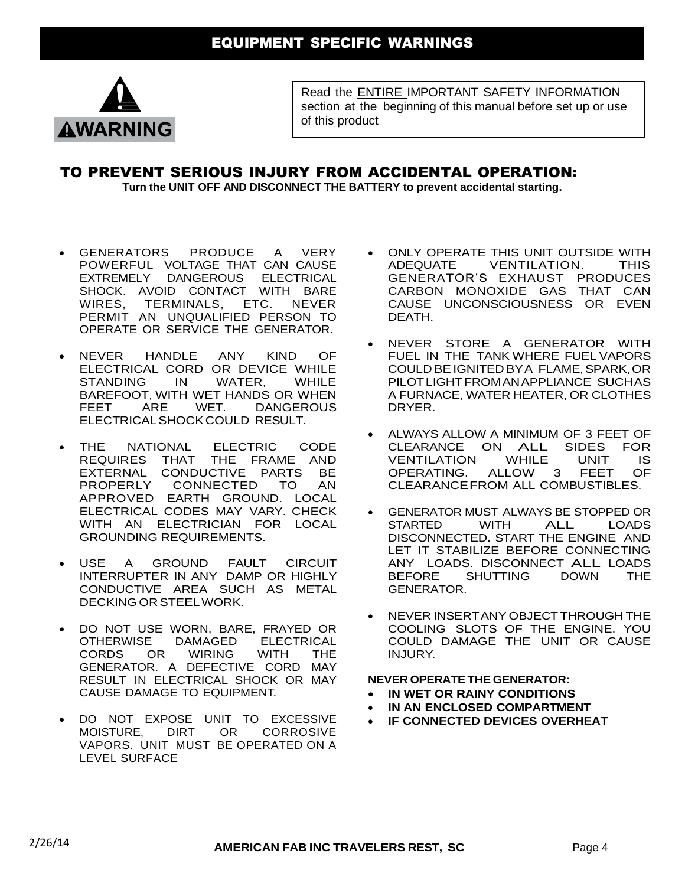## EQUIPMENT SPECIFIC WARNINGS

**⚠WARNING**

Read the ENTIRE IMPORTANT SAFETY INFORMATION section at the beginning of this manual before set up or use of this product

## TO PREVENT SERIOUS INJURY FROM ACCIDENTAL OPERATION:

**Turn the UNIT OFF AND DISCONNECT THE BATTERY to prevent accidental starting.**

- GENERATORS PRODUCE A VERY POWERFUL VOLTAGE THAT CAN CAUSE EXTREMELY DANGEROUS ELECTRICAL SHOCK. AVOID CONTACT WITH BARE WIRES, TERMINALS, ETC. NEVER PERMIT AN UNQUALIFIED PERSON TO OPERATE OR SERVICE THE GENERATOR.
- NEVER HANDLE ANY KIND OF ELECTRICAL CORD OR DEVICE WHILE STANDING IN WATER, WHILE BAREFOOT, WITH WET HANDS OR WHEN FEET ARE WET. DANGEROUS ELECTRICAL SHOCK COULD RESULT.
- THE NATIONAL ELECTRIC CODE REQUIRES THAT THE FRAME AND EXTERNAL CONDUCTIVE PARTS BE PROPERLY CONNECTED TO AN APPROVED EARTH GROUND. LOCAL ELECTRICAL CODES MAY VARY. CHECK WITH AN ELECTRICIAN FOR LOCAL GROUNDING REQUIREMENTS.
- USE A GROUND FAULT CIRCUIT INTERRUPTER IN ANY DAMP OR HIGHLY CONDUCTIVE AREA SUCH AS METAL DECKING OR STEEL WORK.
- DO NOT USE WORN, BARE, FRAYED OR OTHERWISE DAMAGED ELECTRICAL CORDS OR WIRING WITH THE GENERATOR. A DEFECTIVE CORD MAY RESULT IN ELECTRICAL SHOCK OR MAY CAUSE DAMAGE TO EQUIPMENT.
- DO NOT EXPOSE UNIT TO EXCESSIVE MOISTURE, DIRT OR CORROSIVE VAPORS. UNIT MUST BE OPERATED ON A LEVEL SURFACE
- ONLY OPERATE THIS UNIT OUTSIDE WITH ADEQUATE VENTILATION. THIS GENERATOR'S EXHAUST PRODUCES CARBON MONOXIDE GAS THAT CAN CAUSE UNCONSCIOUSNESS OR EVEN DEATH.
- NEVER STORE A GENERATOR WITH FUEL IN THE TANK WHERE FUEL VAPORS COULD BE IGNITED BY A FLAME, SPARK, OR PILOT LIGHT FROM AN APPLIANCE SUCH AS A FURNACE, WATER HEATER, OR CLOTHES DRYER.
- ALWAYS ALLOW A MINIMUM OF 3 FEET OF CLEARANCE ON ALL SIDES FOR VENTILATION WHILE UNIT IS OPERATING. ALLOW 3 FEET OF CLEARANCE FROM ALL COMBUSTIBLES.
- GENERATOR MUST ALWAYS BE STOPPED OR STARTED WITH ALL LOADS DISCONNECTED. START THE ENGINE AND LET IT STABILIZE BEFORE CONNECTING ANY LOADS. DISCONNECT ALL LOADS BEFORE SHUTTING DOWN THE GENERATOR.
- NEVER INSERT ANY OBJECT THROUGH THE COOLING SLOTS OF THE ENGINE. YOU COULD DAMAGE THE UNIT OR CAUSE INJURY.

**NEVER OPERATE THE GENERATOR:**

- **IN WET OR RAINY CONDITIONS**
- **IN AN ENCLOSED COMPARTMENT**
- **IF CONNECTED DEVICES OVERHEAT**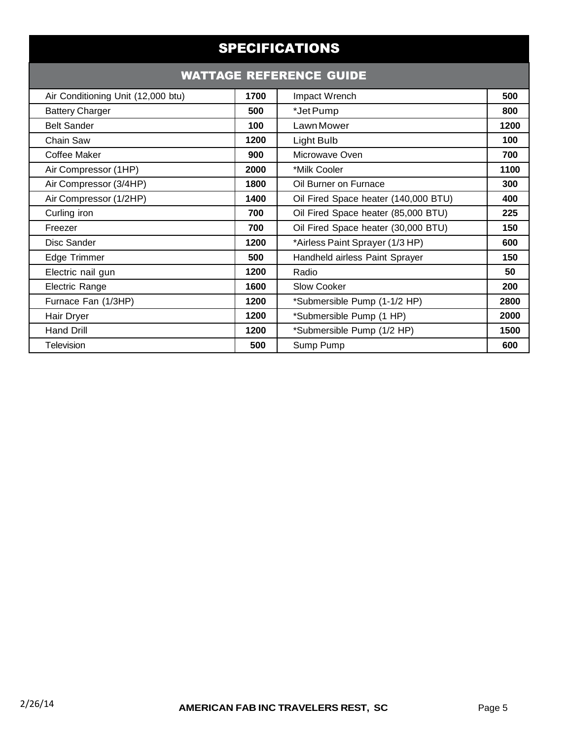## SPECIFICATIONS

### WATTAGE REFERENCE GUIDE

| | | | |
|---|---|---|---|
| Air Conditioning Unit (12,000 btu) | 1700 | Impact Wrench | 500 |
| Battery Charger | 500 | *Jet Pump | 800 |
| Belt Sander | 100 | Lawn Mower | 1200 |
| Chain Saw | 1200 | Light Bulb | 100 |
| Coffee Maker | 900 | Microwave Oven | 700 |
| Air Compressor (1HP) | 2000 | *Milk Cooler | 1100 |
| Air Compressor (3/4HP) | 1800 | Oil Burner on Furnace | 300 |
| Air Compressor (1/2HP) | 1400 | Oil Fired Space heater (140,000 BTU) | 400 |
| Curling iron | 700 | Oil Fired Space heater (85,000 BTU) | 225 |
| Freezer | 700 | Oil Fired Space heater (30,000 BTU) | 150 |
| Disc Sander | 1200 | *Airless Paint Sprayer (1/3 HP) | 600 |
| Edge Trimmer | 500 | Handheld airless Paint Sprayer | 150 |
| Electric nail gun | 1200 | Radio | 50 |
| Electric Range | 1600 | Slow Cooker | 200 |
| Furnace Fan (1/3HP) | 1200 | *Submersible Pump (1-1/2 HP) | 2800 |
| Hair Dryer | 1200 | *Submersible Pump (1 HP) | 2000 |
| Hand Drill | 1200 | *Submersible Pump (1/2 HP) | 1500 |
| Television | 500 | Sump Pump | 600 |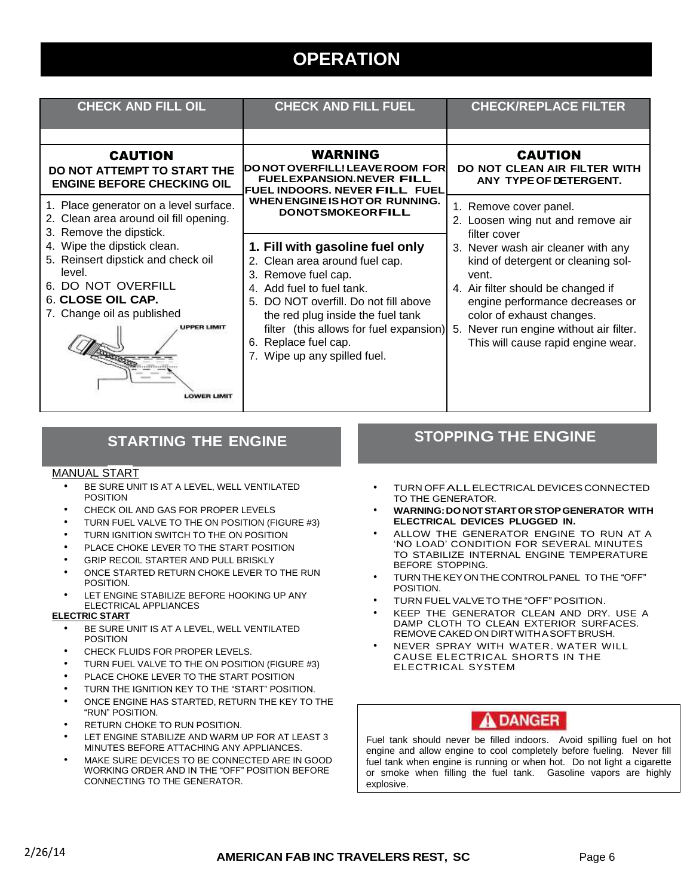# OPERATION

## CHECK AND FILL OIL

**CAUTION**

**DO NOT ATTEMPT TO START THE ENGINE BEFORE CHECKING OIL**

1. Place generator on a level surface.
2. Clean area around oil fill opening.
3. Remove the dipstick.
4. Wipe the dipstick clean.
5. Reinsert dipstick and check oil level.
6. DO NOT OVERFILL
6. **CLOSE OIL CAP.**
7. Change oil as published

UPPER LIMIT

LOWER LIMIT

## CHECK AND FILL FUEL

**WARNING**

**DO NOT OVERFILL! LEAVE ROOM FOR FUEL EXPANSION. NEVER FILL FUEL INDOORS. NEVER FILL FUEL WHEN ENGINE IS HOT OR RUNNING. DO NOT SMOKE OR FILL**

1. **Fill with gasoline fuel only**
2. Clean area around fuel cap.
3. Remove fuel cap.
4. Add fuel to fuel tank.
5. DO NOT overfill. Do not fill above the red plug inside the fuel tank filter (this allows for fuel expansion)
6. Replace fuel cap.
7. Wipe up any spilled fuel.

## CHECK/REPLACE FILTER

**CAUTION**

**DO NOT CLEAN AIR FILTER WITH ANY TYPE OF DETERGENT.**

1. Remove cover panel.
2. Loosen wing nut and remove air filter cover
3. Never wash air cleaner with any kind of detergent or cleaning solvent.
4. Air filter should be changed if engine performance decreases or color of exhaust changes.
5. Never run engine without air filter. This will cause rapid engine wear.

## STARTING THE ENGINE

MANUAL START

- BE SURE UNIT IS AT A LEVEL, WELL VENTILATED POSITION
- CHECK OIL AND GAS FOR PROPER LEVELS
- TURN FUEL VALVE TO THE ON POSITION (FIGURE #3)
- TURN IGNITION SWITCH TO THE ON POSITION
- PLACE CHOKE LEVER TO THE START POSITION
- GRIP RECOIL STARTER AND PULL BRISKLY
- ONCE STARTED RETURN CHOKE LEVER TO THE RUN POSITION.
- LET ENGINE STABILIZE BEFORE HOOKING UP ANY ELECTRICAL APPLIANCES

**ELECTRIC START**

- BE SURE UNIT IS AT A LEVEL, WELL VENTILATED POSITION
- CHECK FLUIDS FOR PROPER LEVELS.
- TURN FUEL VALVE TO THE ON POSITION (FIGURE #3)
- PLACE CHOKE LEVER TO THE START POSITION
- TURN THE IGNITION KEY TO THE "START" POSITION.
- ONCE ENGINE HAS STARTED, RETURN THE KEY TO THE "RUN" POSITION.
- RETURN CHOKE TO RUN POSITION.
- LET ENGINE STABILIZE AND WARM UP FOR AT LEAST 3 MINUTES BEFORE ATTACHING ANY APPLIANCES.
- MAKE SURE DEVICES TO BE CONNECTED ARE IN GOOD WORKING ORDER AND IN THE "OFF" POSITION BEFORE CONNECTING TO THE GENERATOR.

## STOPPING THE ENGINE

- TURN OFF ALL ELECTRICAL DEVICES CONNECTED TO THE GENERATOR.
- **WARNING: DO NOT START OR STOP GENERATOR WITH ELECTRICAL DEVICES PLUGGED IN.**
- ALLOW THE GENERATOR ENGINE TO RUN AT A 'NO LOAD' CONDITION FOR SEVERAL MINUTES TO STABILIZE INTERNAL ENGINE TEMPERATURE BEFORE STOPPING.
- TURN THE KEY ON THE CONTROL PANEL TO THE "OFF" POSITION.
- TURN FUEL VALVE TO THE "OFF" POSITION.
- KEEP THE GENERATOR CLEAN AND DRY. USE A DAMP CLOTH TO CLEAN EXTERIOR SURFACES. REMOVE CAKED ON DIRT WITH A SOFT BRUSH.
- NEVER SPRAY WITH WATER. WATER WILL CAUSE ELECTRICAL SHORTS IN THE ELECTRICAL SYSTEM

**DANGER**

Fuel tank should never be filled indoors. Avoid spilling fuel on hot engine and allow engine to cool completely before fueling. Never fill fuel tank when engine is running or when hot. Do not light a cigarette or smoke when filling the fuel tank. Gasoline vapors are highly explosive.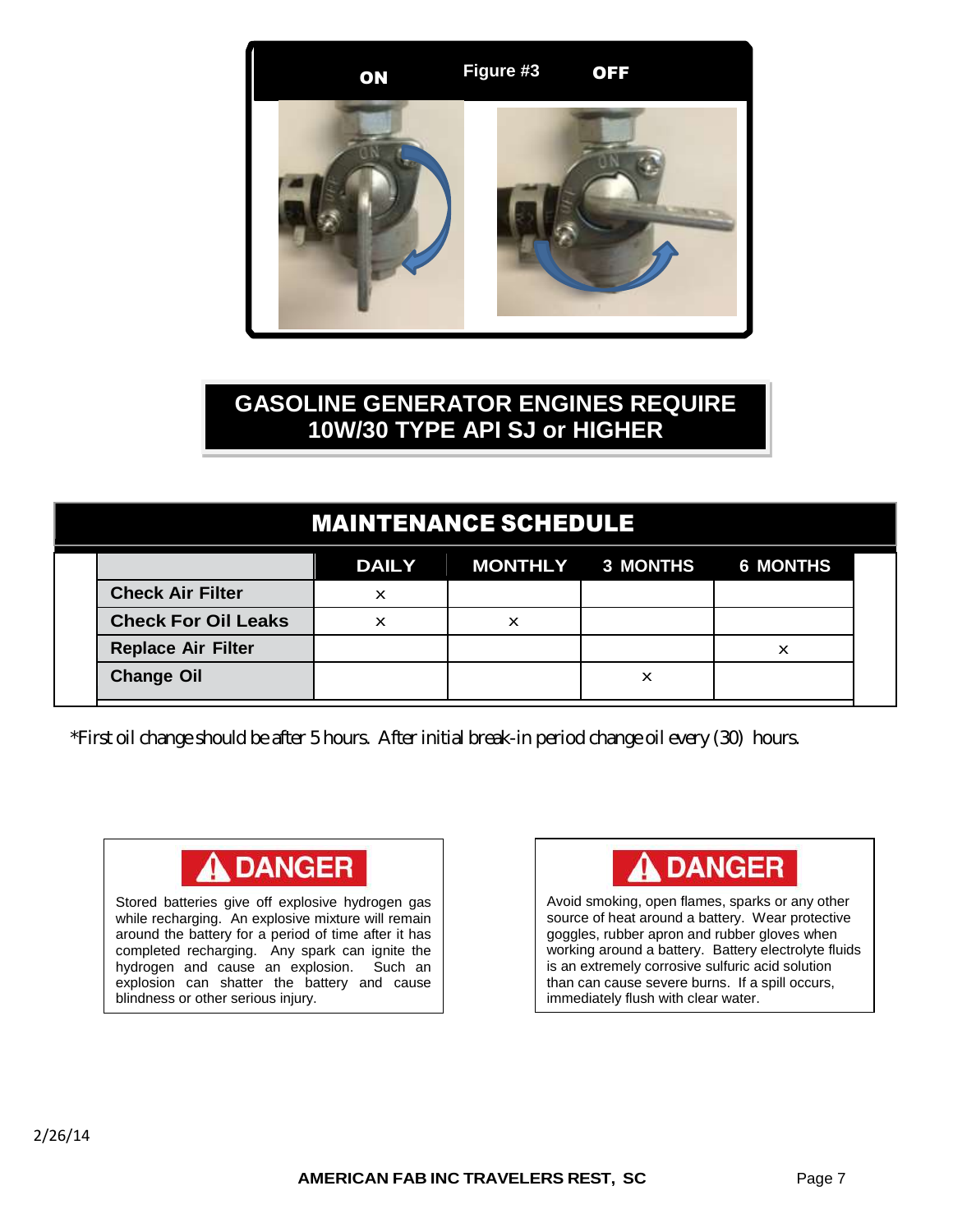**ON** **Figure #3** **OFF**

**GASOLINE GENERATOR ENGINES REQUIRE 10W/30 TYPE API SJ or HIGHER**

## MAINTENANCE SCHEDULE

| | DAILY | MONTHLY | 3 MONTHS | 6 MONTHS |
|---|---|---|---|---|
| **Check Air Filter** | × | | | |
| **Check For Oil Leaks** | × | × | | |
| **Replace Air Filter** | | | | × |
| **Change Oil** | | | × | |

*First oil change should be after 5 hours. After initial break-in period change oil every (30) hours.

**⚠ DANGER**

Stored batteries give off explosive hydrogen gas while recharging. An explosive mixture will remain around the battery for a period of time after it has completed recharging. Any spark can ignite the hydrogen and cause an explosion. Such an explosion can shatter the battery and cause blindness or other serious injury.

**⚠ DANGER**

Avoid smoking, open flames, sparks or any other source of heat around a battery. Wear protective goggles, rubber apron and rubber gloves when working around a battery. Battery electrolyte fluids is an extremely corrosive sulfuric acid solution than can cause severe burns. If a spill occurs, immediately flush with clear water.

2/26/14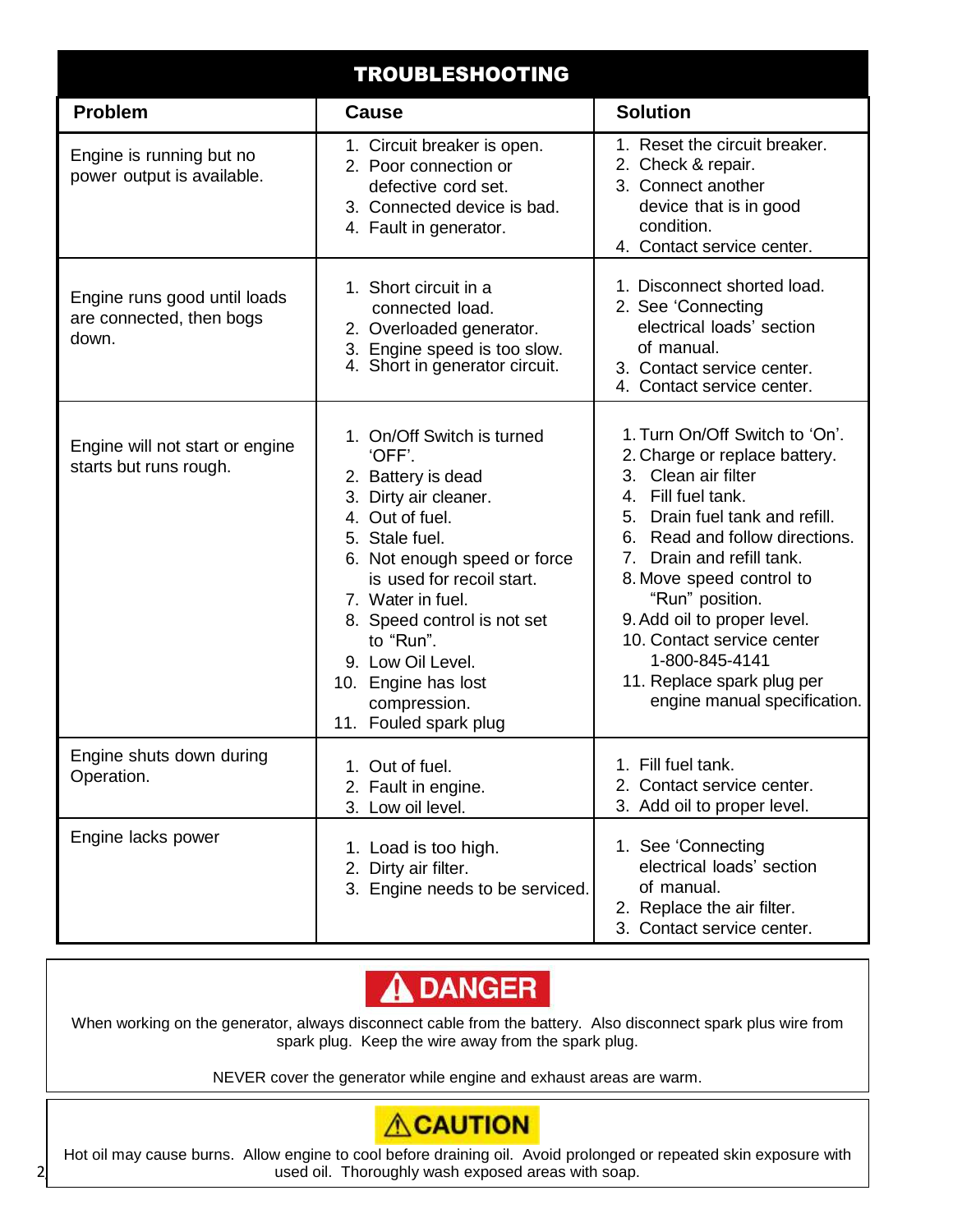## TROUBLESHOOTING

| Problem | Cause | Solution |
|---|---|---|
| Engine is running but no power output is available. | 1. Circuit breaker is open.<br>2. Poor connection or defective cord set.<br>3. Connected device is bad.<br>4. Fault in generator. | 1. Reset the circuit breaker.<br>2. Check & repair.<br>3. Connect another device that is in good condition.<br>4. Contact service center. |
| Engine runs good until loads are connected, then bogs down. | 1. Short circuit in a connected load.<br>2. Overloaded generator.<br>3. Engine speed is too slow.<br>4. Short in generator circuit. | 1. Disconnect shorted load.<br>2. See 'Connecting electrical loads' section of manual.<br>3. Contact service center.<br>4. Contact service center. |
| Engine will not start or engine starts but runs rough. | 1. On/Off Switch is turned 'OFF'.<br>2. Battery is dead<br>3. Dirty air cleaner.<br>4. Out of fuel.<br>5. Stale fuel.<br>6. Not enough speed or force is used for recoil start.<br>7. Water in fuel.<br>8. Speed control is not set to "Run".<br>9. Low Oil Level.<br>10. Engine has lost compression.<br>11. Fouled spark plug | 1. Turn On/Off Switch to 'On'.<br>2. Charge or replace battery.<br>3. Clean air filter<br>4. Fill fuel tank.<br>5. Drain fuel tank and refill.<br>6. Read and follow directions.<br>7. Drain and refill tank.<br>8. Move speed control to "Run" position.<br>9. Add oil to proper level.<br>10. Contact service center 1-800-845-4141<br>11. Replace spark plug per engine manual specification. |
| Engine shuts down during Operation. | 1. Out of fuel.<br>2. Fault in engine.<br>3. Low oil level. | 1. Fill fuel tank.<br>2. Contact service center.<br>3. Add oil to proper level. |
| Engine lacks power | 1. Load is too high.<br>2. Dirty air filter.<br>3. Engine needs to be serviced. | 1. See 'Connecting electrical loads' section of manual.<br>2. Replace the air filter.<br>3. Contact service center. |

**DANGER**

When working on the generator, always disconnect cable from the battery. Also disconnect spark plus wire from spark plug. Keep the wire away from the spark plug.

NEVER cover the generator while engine and exhaust areas are warm.

**CAUTION**

Hot oil may cause burns. Allow engine to cool before draining oil. Avoid prolonged or repeated skin exposure with used oil. Thoroughly wash exposed areas with soap.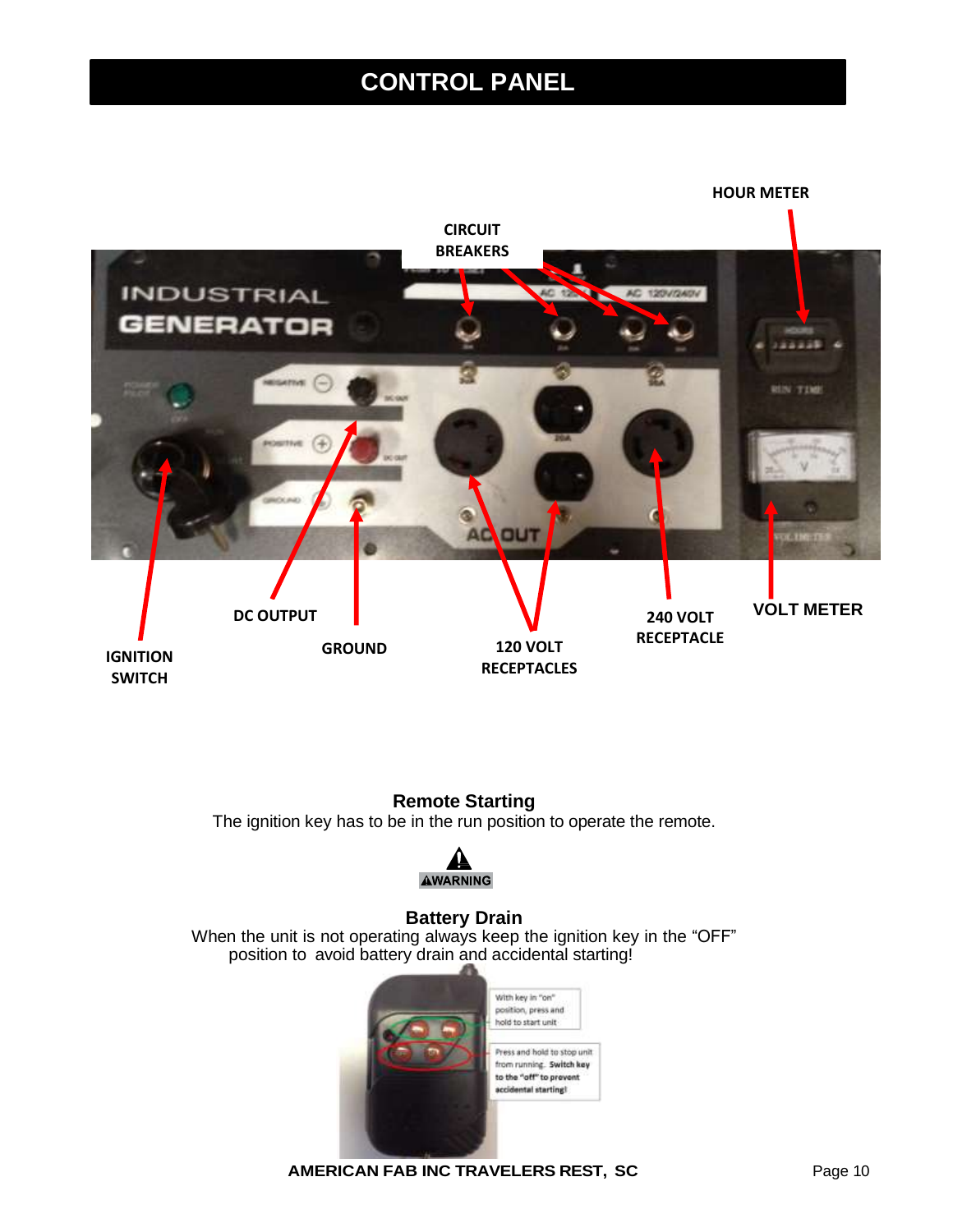# CONTROL PANEL

HOUR METER

CIRCUIT BREAKERS

DC OUTPUT

GROUND

IGNITION SWITCH

120 VOLT RECEPTACLES

240 VOLT RECEPTACLE

VOLT METER

**Remote Starting**

The ignition key has to be in the run position to operate the remote.

⚠WARNING

**Battery Drain**

When the unit is not operating always keep the ignition key in the "OFF" position to avoid battery drain and accidental starting!

With key in "on" position, press and hold to start unit

Press and hold to stop unit from running. **Switch key to the "off" to prevent accidental starting!**

**AMERICAN FAB INC TRAVELERS REST, SC**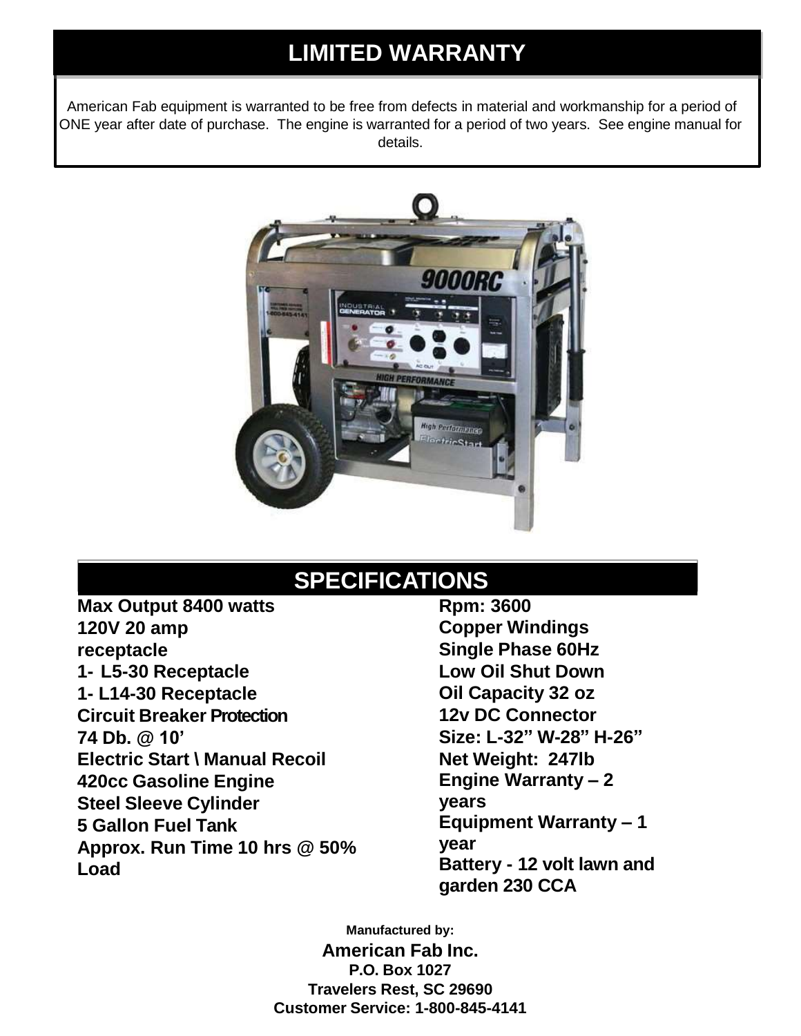## LIMITED WARRANTY

American Fab equipment is warranted to be free from defects in material and workmanship for a period of ONE year after date of purchase. The engine is warranted for a period of two years. See engine manual for details.

## SPECIFICATIONS

**Max Output 8400 watts**
**120V 20 amp receptacle**
**1- L5-30 Receptacle**
**1- L14-30 Receptacle**
**Circuit Breaker Protection**
**74 Db. @ 10'**
**Electric Start \ Manual Recoil**
**420cc Gasoline Engine**
**Steel Sleeve Cylinder**
**5 Gallon Fuel Tank**
**Approx. Run Time 10 hrs @ 50% Load**

**Rpm: 3600**
**Copper Windings**
**Single Phase 60Hz**
**Low Oil Shut Down**
**Oil Capacity 32 oz**
**12v DC Connector**
**Size: L-32" W-28" H-26"**
**Net Weight: 247lb**
**Engine Warranty – 2 years**
**Equipment Warranty – 1 year**
**Battery - 12 volt lawn and garden 230 CCA**

**Manufactured by:**
**American Fab Inc.**
**P.O. Box 1027**
**Travelers Rest, SC 29690**
**Customer Service: 1-800-845-4141**